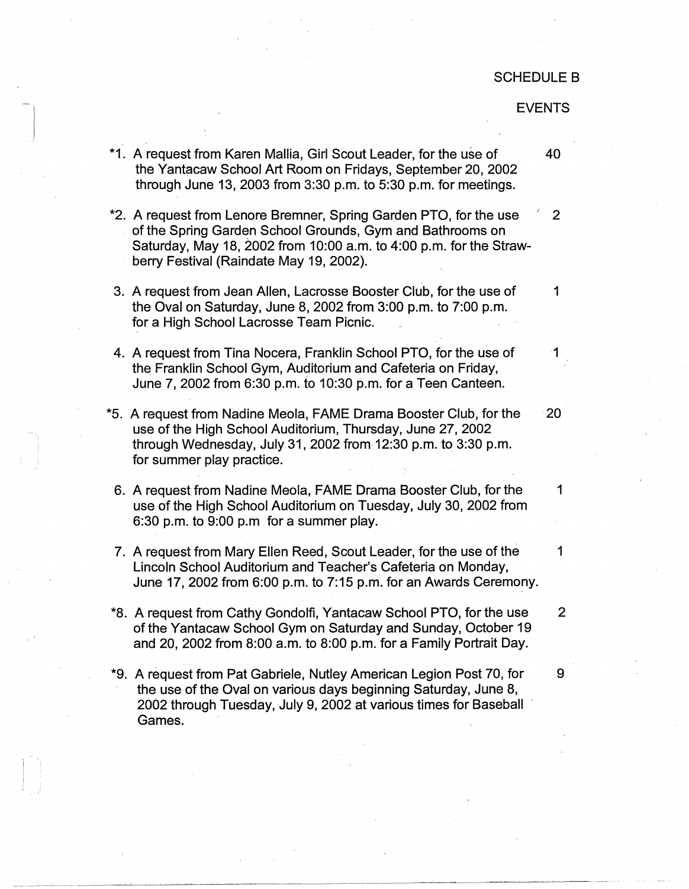SCHEDULE B

EVENTS

*1. A request from Karen Mallia, Girl Scout Leader, for the use of the Yantacaw School Art Room on Fridays, September 20, 2002 through June 13, 2003 from 3:30 p.m. to 5:30 p.m. for meetings. 40

*2. A request from Lenore Bremner, Spring Garden PTO, for the use of the Spring Garden School Grounds, Gym and Bathrooms on Saturday, May 18, 2002 from 10:00 a.m. to 4:00 p.m. for the Strawberry Festival (Raindate May 19, 2002). 2

3. A request from Jean Allen, Lacrosse Booster Club, for the use of the Oval on Saturday, June 8, 2002 from 3:00 p.m. to 7:00 p.m. for a High School Lacrosse Team Picnic. 1

4. A request from Tina Nocera, Franklin School PTO, for the use of the Franklin School Gym, Auditorium and Cafeteria on Friday, June 7, 2002 from 6:30 p.m. to 10:30 p.m. for a Teen Canteen. 1

*5. A request from Nadine Meola, FAME Drama Booster Club, for the use of the High School Auditorium, Thursday, June 27, 2002 through Wednesday, July 31, 2002 from 12:30 p.m. to 3:30 p.m. for summer play practice. 20

6. A request from Nadine Meola, FAME Drama Booster Club, for the use of the High School Auditorium on Tuesday, July 30, 2002 from 6:30 p.m. to 9:00 p.m for a summer play. 1

7. A request from Mary Ellen Reed, Scout Leader, for the use of the Lincoln School Auditorium and Teacher's Cafeteria on Monday, June 17, 2002 from 6:00 p.m. to 7:15 p.m. for an Awards Ceremony. 1

*8. A request from Cathy Gondolfi, Yantacaw School PTO, for the use of the Yantacaw School Gym on Saturday and Sunday, October 19 and 20, 2002 from 8:00 a.m. to 8:00 p.m. for a Family Portrait Day. 2

*9. A request from Pat Gabriele, Nutley American Legion Post 70, for the use of the Oval on various days beginning Saturday, June 8, 2002 through Tuesday, July 9, 2002 at various times for Baseball Games. 9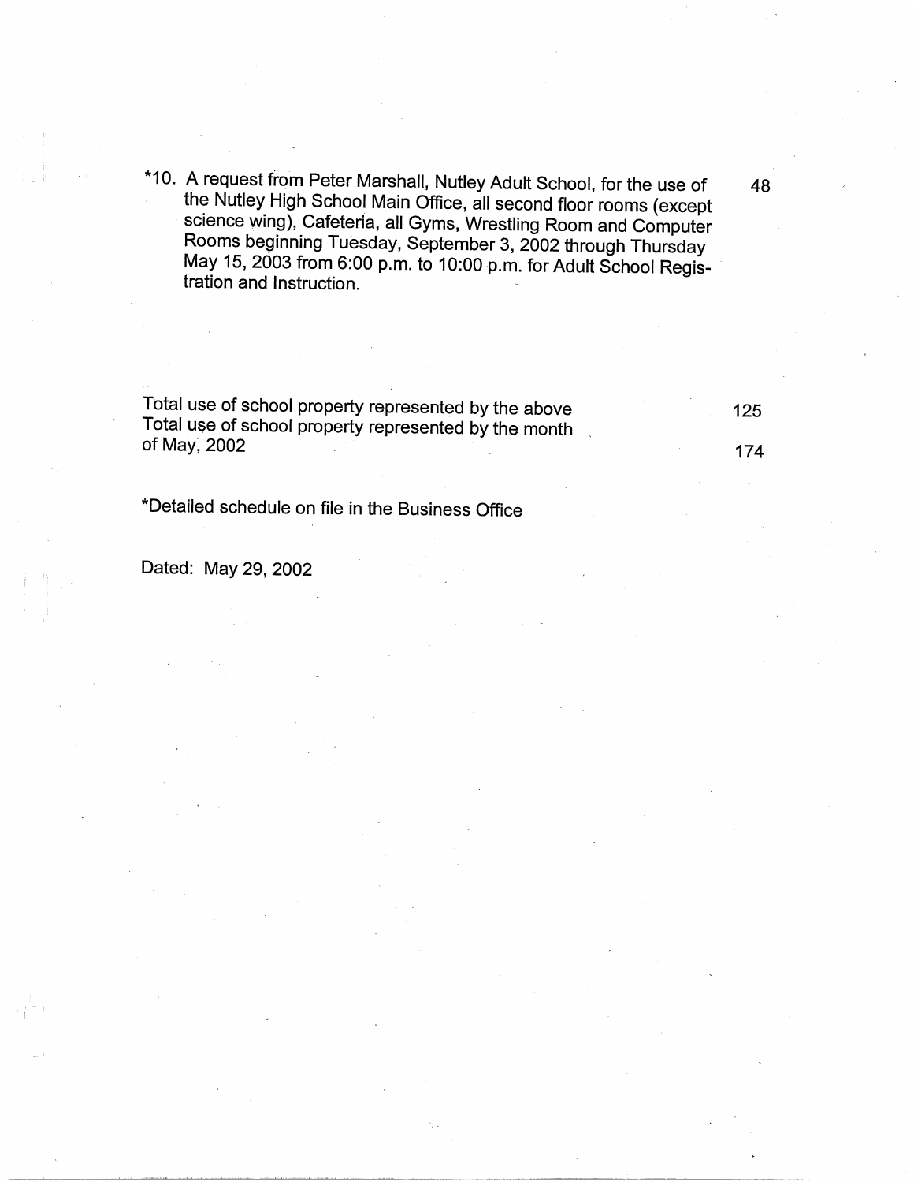*10. A request from Peter Marshall, Nutley Adult School, for the use of the Nutley High School Main Office, all second floor rooms (except science wing), Cafeteria, all Gyms, Wrestling Room and Computer Rooms beginning Tuesday, September 3, 2002 through Thursday May 15, 2003 from 6:00 p.m. to 10:00 p.m. for Adult School Registration and Instruction. — 48

| | |
|---|---|
| Total use of school property represented by the above | 125 |
| Total use of school property represented by the month of May, 2002 | 174 |

*Detailed schedule on file in the Business Office

Dated: May 29, 2002